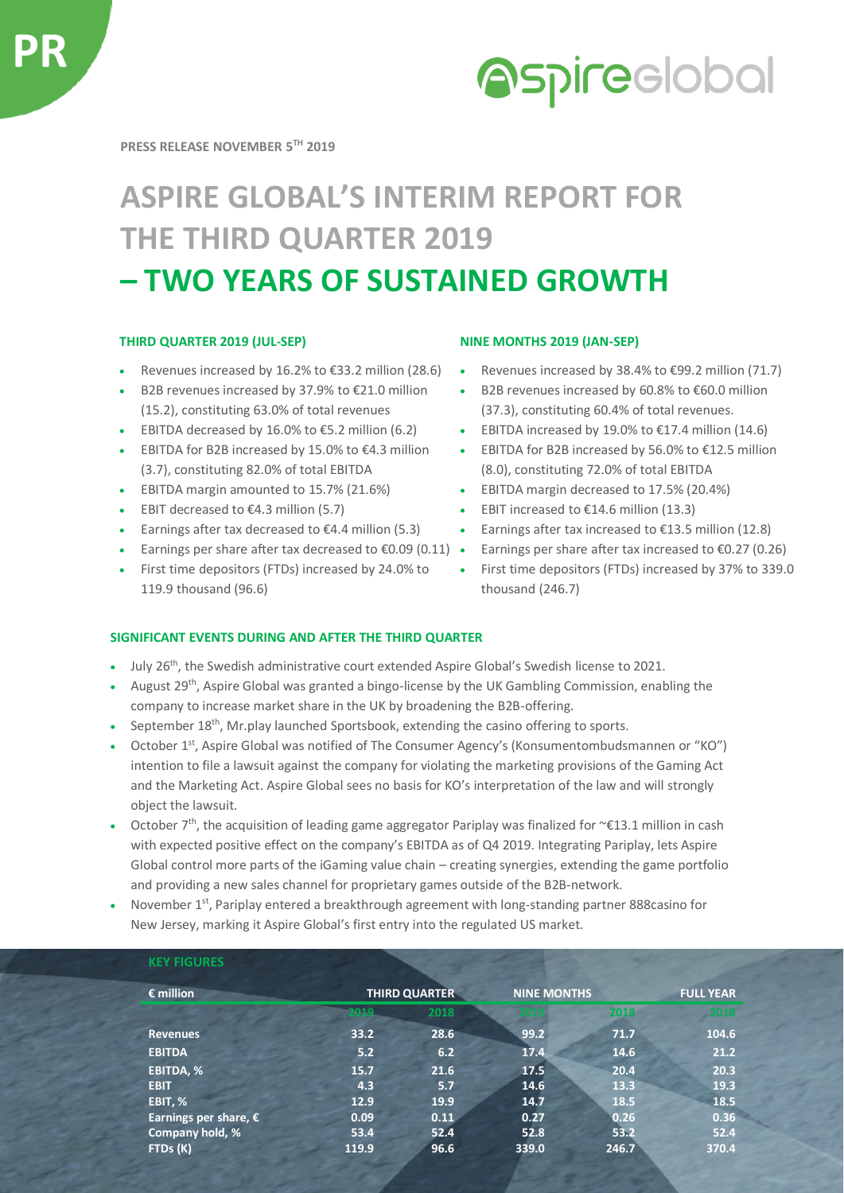**PRESS RELEASE NOVEMBER 5TH 2019**

# ASPIRE GLOBAL'S INTERIM REPORT FOR THE THIRD QUARTER 2019 – TWO YEARS OF SUSTAINED GROWTH

### THIRD QUARTER 2019 (JUL-SEP)

- Revenues increased by 16.2% to €33.2 million (28.6)
- B2B revenues increased by 37.9% to €21.0 million (15.2), constituting 63.0% of total revenues
- EBITDA decreased by 16.0% to €5.2 million (6.2)
- EBITDA for B2B increased by 15.0% to €4.3 million (3.7), constituting 82.0% of total EBITDA
- EBITDA margin amounted to 15.7% (21.6%)
- EBIT decreased to €4.3 million (5.7)
- Earnings after tax decreased to €4.4 million (5.3)
- Earnings per share after tax decreased to €0.09 (0.11)
- First time depositors (FTDs) increased by 24.0% to 119.9 thousand (96.6)

### NINE MONTHS 2019 (JAN-SEP)

- Revenues increased by 38.4% to €99.2 million (71.7)
- B2B revenues increased by 60.8% to €60.0 million (37.3), constituting 60.4% of total revenues.
- EBITDA increased by 19.0% to €17.4 million (14.6)
- EBITDA for B2B increased by 56.0% to €12.5 million (8.0), constituting 72.0% of total EBITDA
- EBITDA margin decreased to 17.5% (20.4%)
- EBIT increased to €14.6 million (13.3)
- Earnings after tax increased to €13.5 million (12.8)
- Earnings per share after tax increased to €0.27 (0.26)
- First time depositors (FTDs) increased by 37% to 339.0 thousand (246.7)

### SIGNIFICANT EVENTS DURING AND AFTER THE THIRD QUARTER

- July 26th, the Swedish administrative court extended Aspire Global's Swedish license to 2021.
- August 29th, Aspire Global was granted a bingo-license by the UK Gambling Commission, enabling the company to increase market share in the UK by broadening the B2B-offering.
- September 18th, Mr.play launched Sportsbook, extending the casino offering to sports.
- October 1st, Aspire Global was notified of The Consumer Agency's (Konsumentombudsmannen or "KO") intention to file a lawsuit against the company for violating the marketing provisions of the Gaming Act and the Marketing Act. Aspire Global sees no basis for KO's interpretation of the law and will strongly object the lawsuit.
- October 7th, the acquisition of leading game aggregator Pariplay was finalized for ~€13.1 million in cash with expected positive effect on the company's EBITDA as of Q4 2019. Integrating Pariplay, lets Aspire Global control more parts of the iGaming value chain – creating synergies, extending the game portfolio and providing a new sales channel for proprietary games outside of the B2B-network.
- November 1st, Pariplay entered a breakthrough agreement with long-standing partner 888casino for New Jersey, marking it Aspire Global's first entry into the regulated US market.

### KEY FIGURES

| € million | THIRD QUARTER | | NINE MONTHS | | FULL YEAR |
|---|---|---|---|---|---|
| | 2019 | 2018 | 2019 | 2018 | 2018 |
| Revenues | 33.2 | 28.6 | 99.2 | 71.7 | 104.6 |
| EBITDA | 5.2 | 6.2 | 17.4 | 14.6 | 21.2 |
| EBITDA, % | 15.7 | 21.6 | 17.5 | 20.4 | 20.3 |
| EBIT | 4.3 | 5.7 | 14.6 | 13.3 | 19.3 |
| EBIT, % | 12.9 | 19.9 | 14.7 | 18.5 | 18.5 |
| Earnings per share, € | 0.09 | 0.11 | 0.27 | 0.26 | 0.36 |
| Company hold, % | 53.4 | 52.4 | 52.8 | 53.2 | 52.4 |
| FTDs (K) | 119.9 | 96.6 | 339.0 | 246.7 | 370.4 |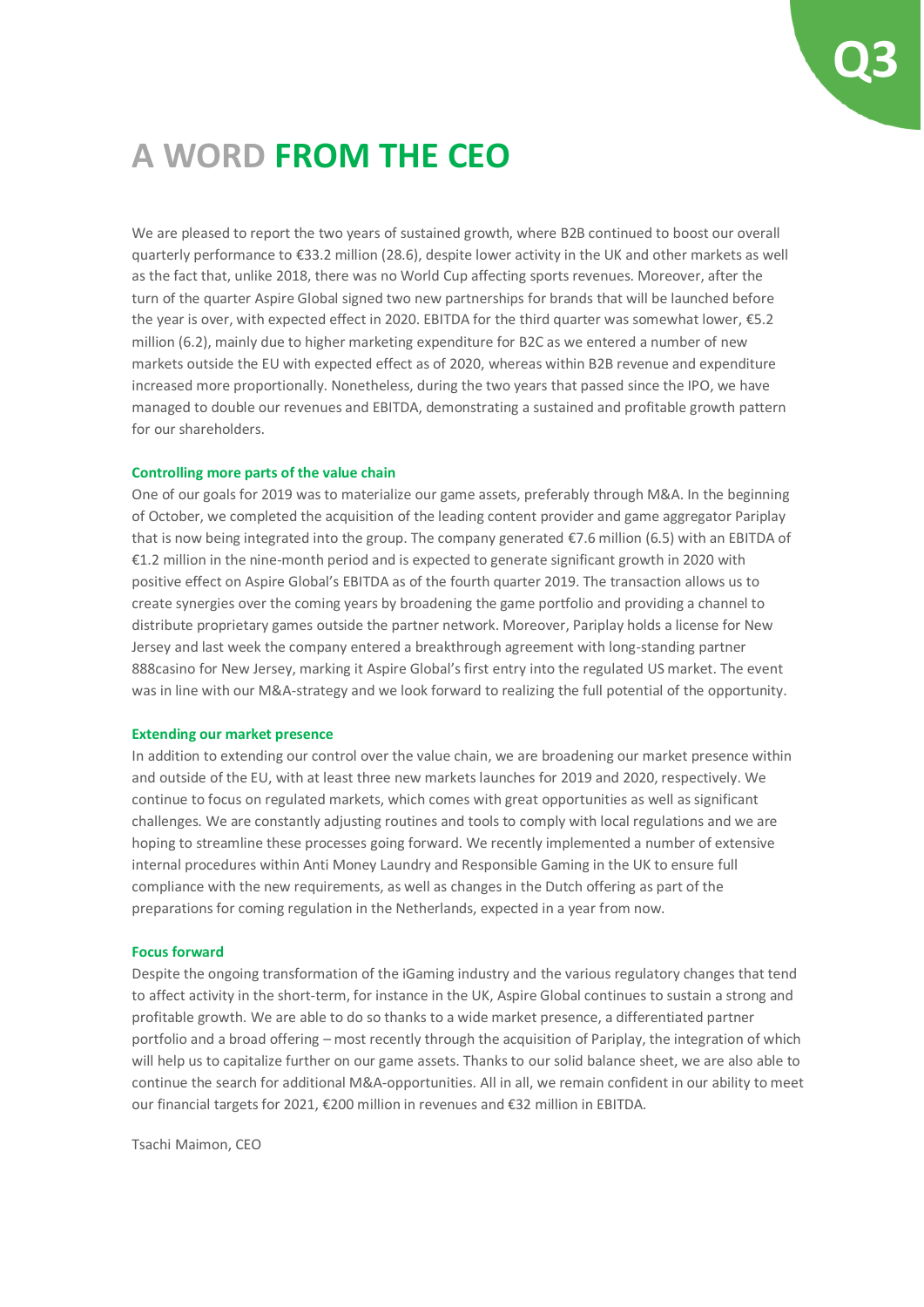# A WORD FROM THE CEO

We are pleased to report the two years of sustained growth, where B2B continued to boost our overall quarterly performance to €33.2 million (28.6), despite lower activity in the UK and other markets as well as the fact that, unlike 2018, there was no World Cup affecting sports revenues. Moreover, after the turn of the quarter Aspire Global signed two new partnerships for brands that will be launched before the year is over, with expected effect in 2020. EBITDA for the third quarter was somewhat lower, €5.2 million (6.2), mainly due to higher marketing expenditure for B2C as we entered a number of new markets outside the EU with expected effect as of 2020, whereas within B2B revenue and expenditure increased more proportionally. Nonetheless, during the two years that passed since the IPO, we have managed to double our revenues and EBITDA, demonstrating a sustained and profitable growth pattern for our shareholders.

**Controlling more parts of the value chain**

One of our goals for 2019 was to materialize our game assets, preferably through M&A. In the beginning of October, we completed the acquisition of the leading content provider and game aggregator Pariplay that is now being integrated into the group. The company generated €7.6 million (6.5) with an EBITDA of €1.2 million in the nine-month period and is expected to generate significant growth in 2020 with positive effect on Aspire Global's EBITDA as of the fourth quarter 2019. The transaction allows us to create synergies over the coming years by broadening the game portfolio and providing a channel to distribute proprietary games outside the partner network. Moreover, Pariplay holds a license for New Jersey and last week the company entered a breakthrough agreement with long-standing partner 888casino for New Jersey, marking it Aspire Global's first entry into the regulated US market. The event was in line with our M&A-strategy and we look forward to realizing the full potential of the opportunity.

**Extending our market presence**

In addition to extending our control over the value chain, we are broadening our market presence within and outside of the EU, with at least three new markets launches for 2019 and 2020, respectively. We continue to focus on regulated markets, which comes with great opportunities as well as significant challenges. We are constantly adjusting routines and tools to comply with local regulations and we are hoping to streamline these processes going forward. We recently implemented a number of extensive internal procedures within Anti Money Laundry and Responsible Gaming in the UK to ensure full compliance with the new requirements, as well as changes in the Dutch offering as part of the preparations for coming regulation in the Netherlands, expected in a year from now.

**Focus forward**

Despite the ongoing transformation of the iGaming industry and the various regulatory changes that tend to affect activity in the short-term, for instance in the UK, Aspire Global continues to sustain a strong and profitable growth. We are able to do so thanks to a wide market presence, a differentiated partner portfolio and a broad offering – most recently through the acquisition of Pariplay, the integration of which will help us to capitalize further on our game assets. Thanks to our solid balance sheet, we are also able to continue the search for additional M&A-opportunities. All in all, we remain confident in our ability to meet our financial targets for 2021, €200 million in revenues and €32 million in EBITDA.

Tsachi Maimon, CEO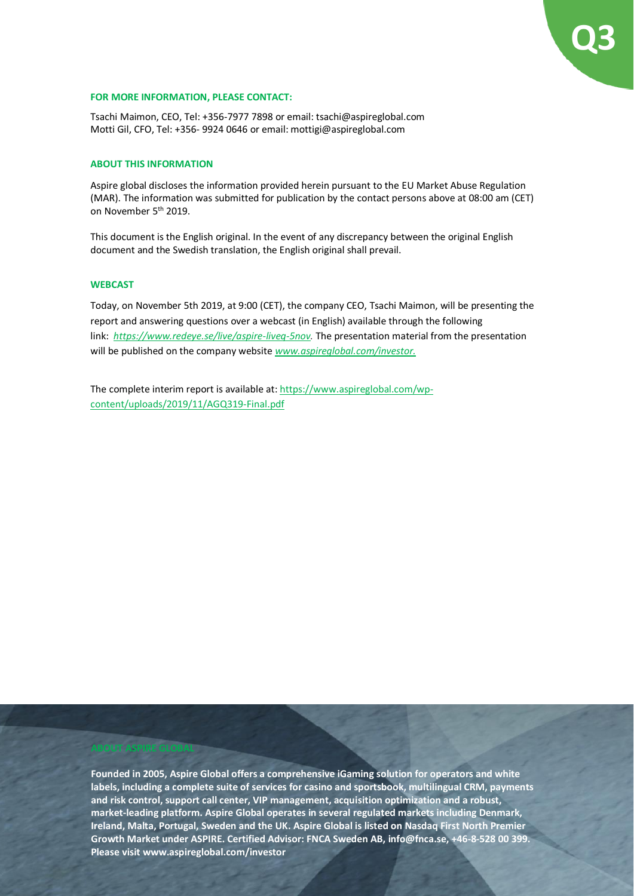**FOR MORE INFORMATION, PLEASE CONTACT:**

Tsachi Maimon, CEO, Tel: +356-7977 7898 or email: tsachi@aspireglobal.com
Motti Gil, CFO, Tel: +356- 9924 0646 or email: mottigi@aspireglobal.com

**ABOUT THIS INFORMATION**

Aspire global discloses the information provided herein pursuant to the EU Market Abuse Regulation (MAR). The information was submitted for publication by the contact persons above at 08:00 am (CET) on November 5th 2019.

This document is the English original. In the event of any discrepancy between the original English document and the Swedish translation, the English original shall prevail.

**WEBCAST**

Today, on November 5th 2019, at 9:00 (CET), the company CEO, Tsachi Maimon, will be presenting the report and answering questions over a webcast (in English) available through the following link: *https://www.redeye.se/live/aspire-liveq-5nov.* The presentation material from the presentation will be published on the company website *www.aspireglobal.com/investor.*

The complete interim report is available at: https://www.aspireglobal.com/wp-content/uploads/2019/11/AGQ319-Final.pdf

**ABOUT ASPIRE GLOBAL**

**Founded in 2005, Aspire Global offers a comprehensive iGaming solution for operators and white labels, including a complete suite of services for casino and sportsbook, multilingual CRM, payments and risk control, support call center, VIP management, acquisition optimization and a robust, market-leading platform. Aspire Global operates in several regulated markets including Denmark, Ireland, Malta, Portugal, Sweden and the UK. Aspire Global is listed on Nasdaq First North Premier Growth Market under ASPIRE. Certified Advisor: FNCA Sweden AB, info@fnca.se, +46-8-528 00 399. Please visit www.aspireglobal.com/investor**